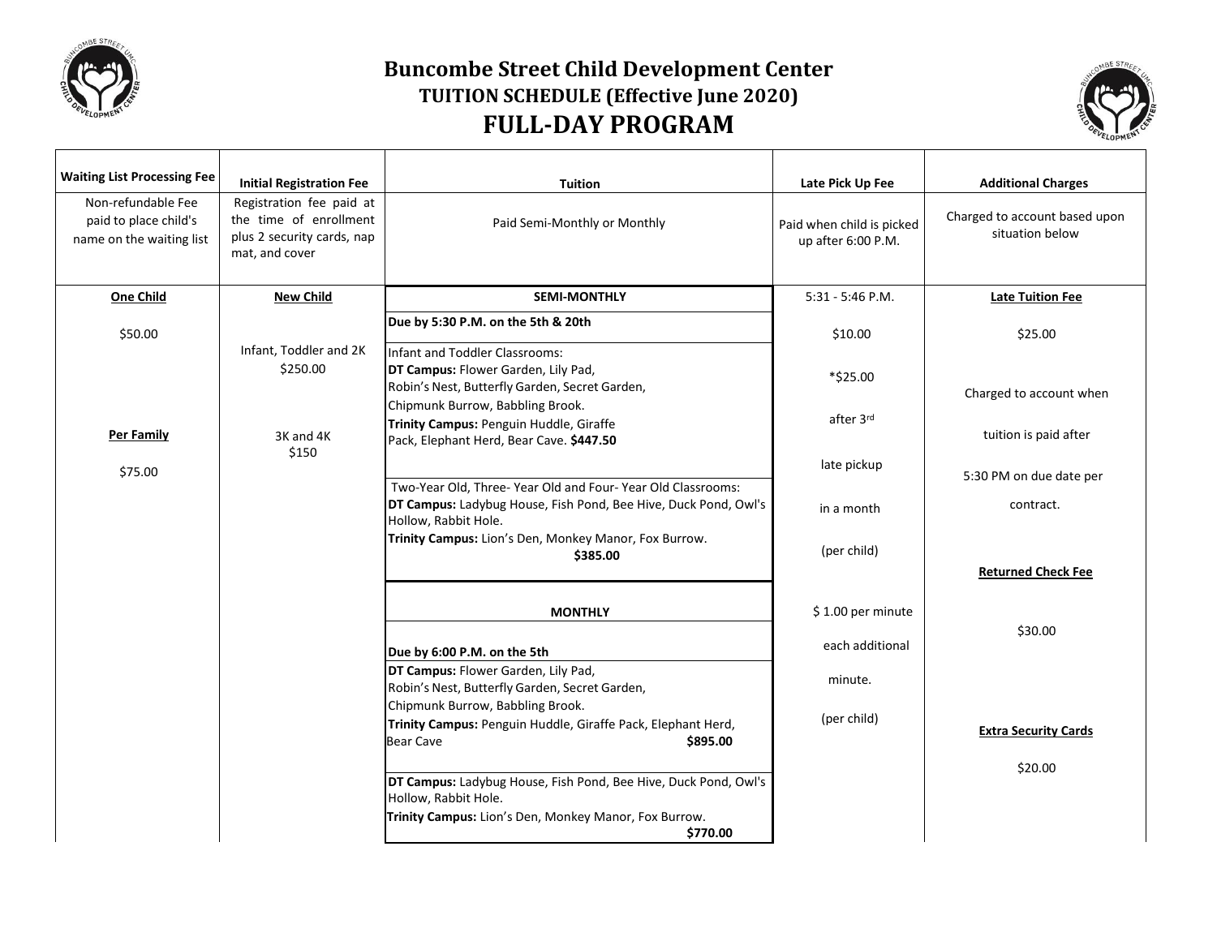# Buncombe Street Child Development Center

## TUITION SCHEDULE (Effective June 2020)

## FULL-DAY PROGRAM

| Waiting List Processing Fee | Initial Registration Fee | Tuition | Late Pick Up Fee | Additional Charges |
|---|---|---|---|---|
| Non-refundable Fee paid to place child's name on the waiting list | Registration fee paid at the time of enrollment plus 2 security cards, nap mat, and cover | Paid Semi-Monthly or Monthly | Paid when child is picked up after 6:00 P.M. | Charged to account based upon situation below |
| **One Child** | **New Child** | **SEMI-MONTHLY** | 5:31 - 5:46 P.M. | **Late Tuition Fee** |
| $50.00 | | **Due by 5:30 P.M. on the 5th & 20th** | $10.00 | $25.00 |
| | Infant, Toddler and 2K $250.00 | Infant and Toddler Classrooms: **DT Campus:** Flower Garden, Lily Pad, Robin's Nest, Butterfly Garden, Secret Garden, Chipmunk Burrow, Babbling Brook. **Trinity Campus:** Penguin Huddle, Giraffe Pack, Elephant Herd, Bear Cave. **$447.50** | *$25.00 after 3rd late pickup in a month (per child) | Charged to account when tuition is paid after 5:30 PM on due date per contract. |
| **Per Family** $75.00 | 3K and 4K $150 | Two-Year Old, Three- Year Old and Four- Year Old Classrooms: **DT Campus:** Ladybug House, Fish Pond, Bee Hive, Duck Pond, Owl's Hollow, Rabbit Hole. **Trinity Campus:** Lion's Den, Monkey Manor, Fox Burrow. **$385.00** | | **Returned Check Fee** |
| | | **MONTHLY** | $ 1.00 per minute each additional minute. (per child) | $30.00 |
| | | **Due by 6:00 P.M. on the 5th** | | |
| | | **DT Campus:** Flower Garden, Lily Pad, Robin's Nest, Butterfly Garden, Secret Garden, Chipmunk Burrow, Babbling Brook. **Trinity Campus:** Penguin Huddle, Giraffe Pack, Elephant Herd, Bear Cave **$895.00** | | **Extra Security Cards** |
| | | **DT Campus:** Ladybug House, Fish Pond, Bee Hive, Duck Pond, Owl's Hollow, Rabbit Hole. **Trinity Campus:** Lion's Den, Monkey Manor, Fox Burrow. **$770.00** | | $20.00 |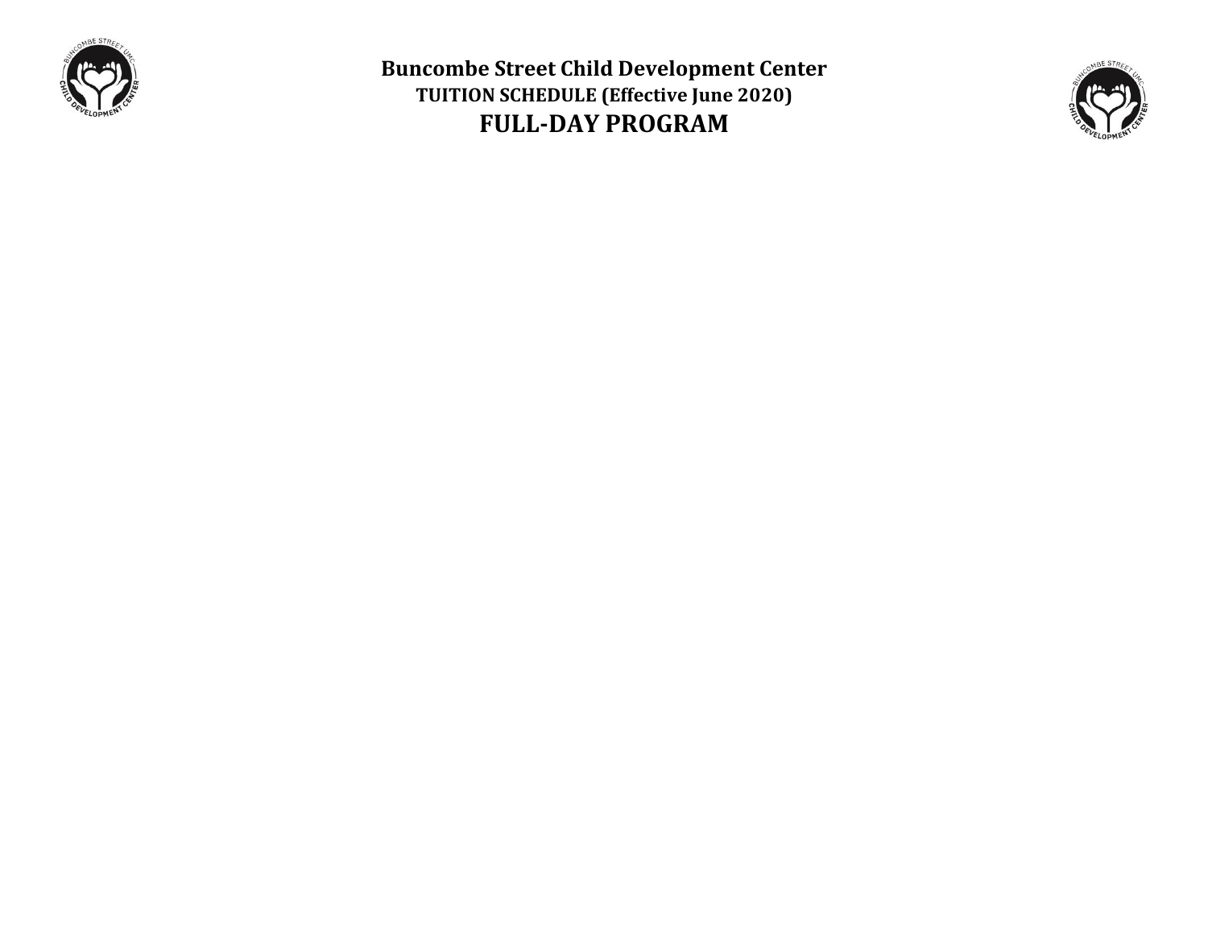# Buncombe Street Child Development Center

**TUITION SCHEDULE (Effective June 2020)**

## FULL-DAY PROGRAM